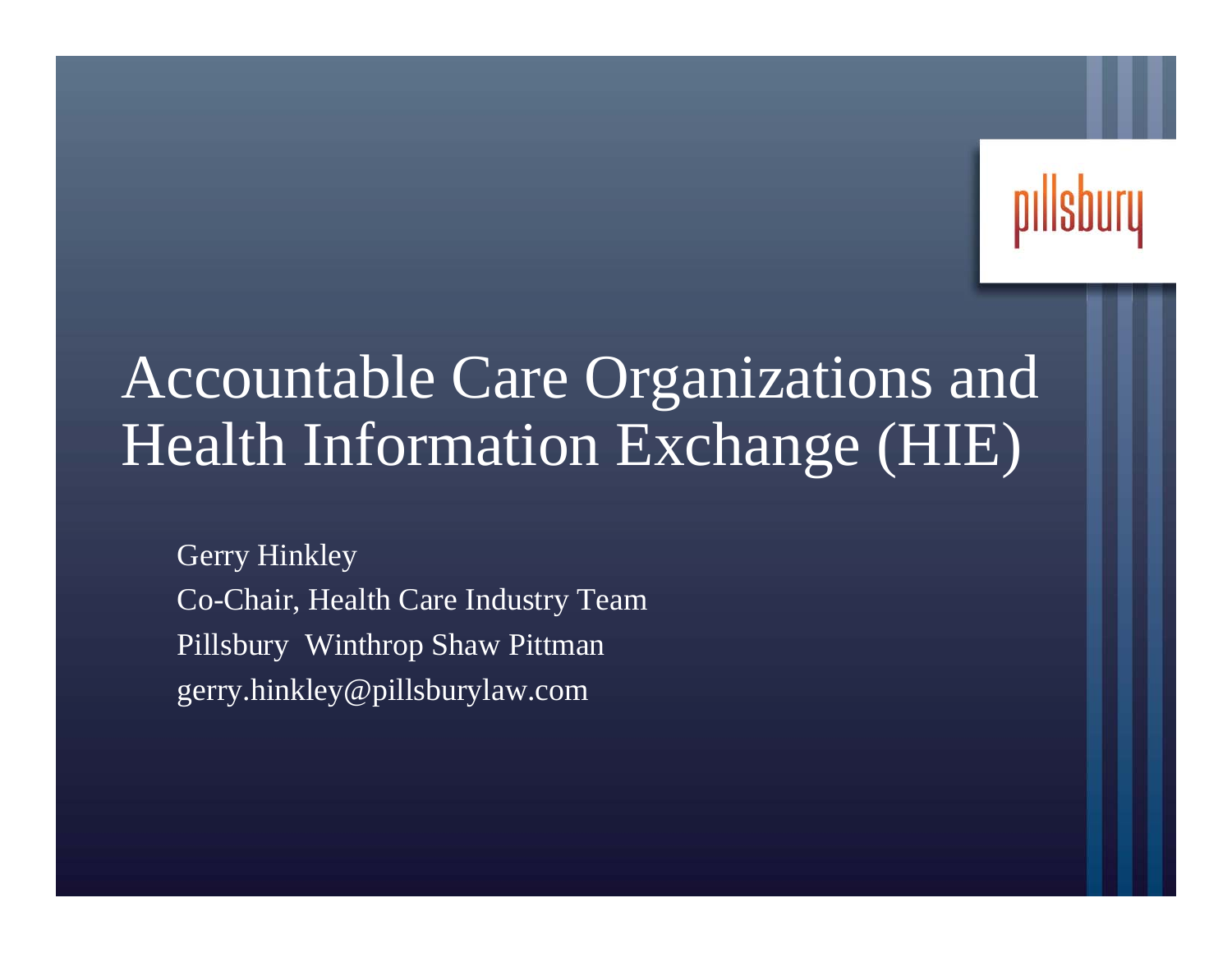# Accountable Care Organizations and Health Information Exchange (HIE)

Gerry Hinkley
Co-Chair, Health Care Industry Team
Pillsbury Winthrop Shaw Pittman
gerry.hinkley@pillsburylaw.com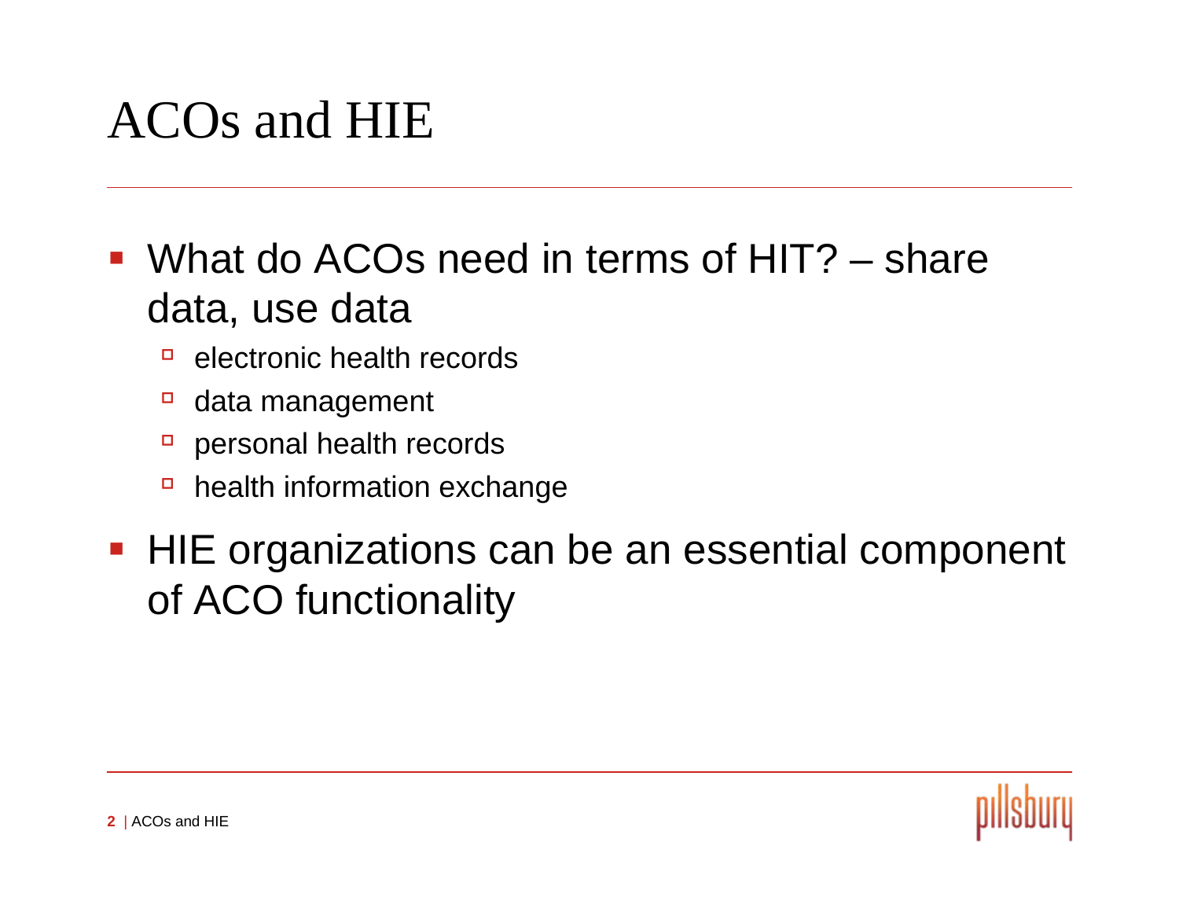# ACOs and HIE

- What do ACOs need in terms of HIT? – share data, use data
  - electronic health records
  - data management
  - personal health records
  - health information exchange
- HIE organizations can be an essential component of ACO functionality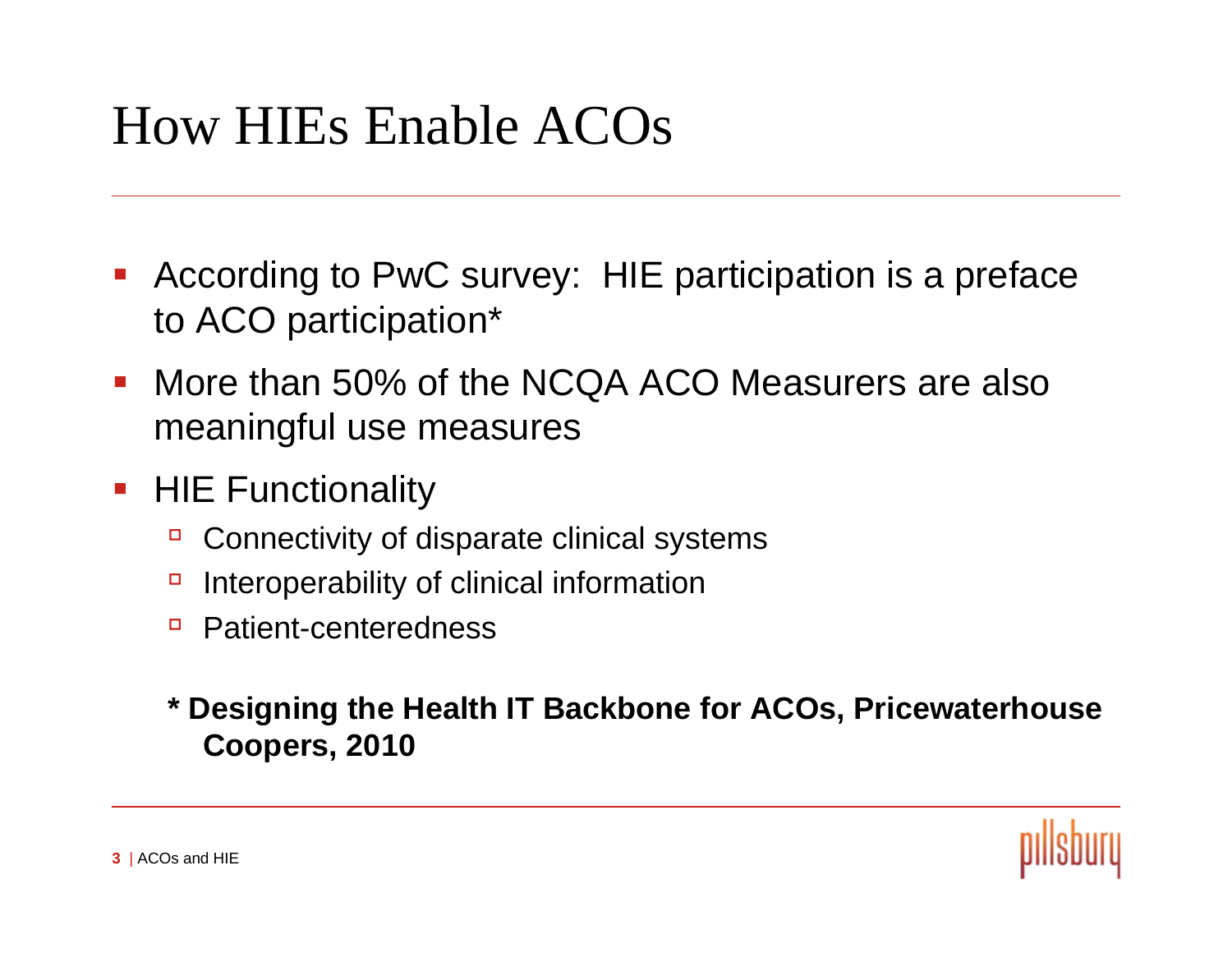# How HIEs Enable ACOs

- According to PwC survey: HIE participation is a preface to ACO participation*
- More than 50% of the NCQA ACO Measurers are also meaningful use measures
- HIE Functionality
  - Connectivity of disparate clinical systems
  - Interoperability of clinical information
  - Patient-centeredness

**\* Designing the Health IT Backbone for ACOs, Pricewaterhouse Coopers, 2010**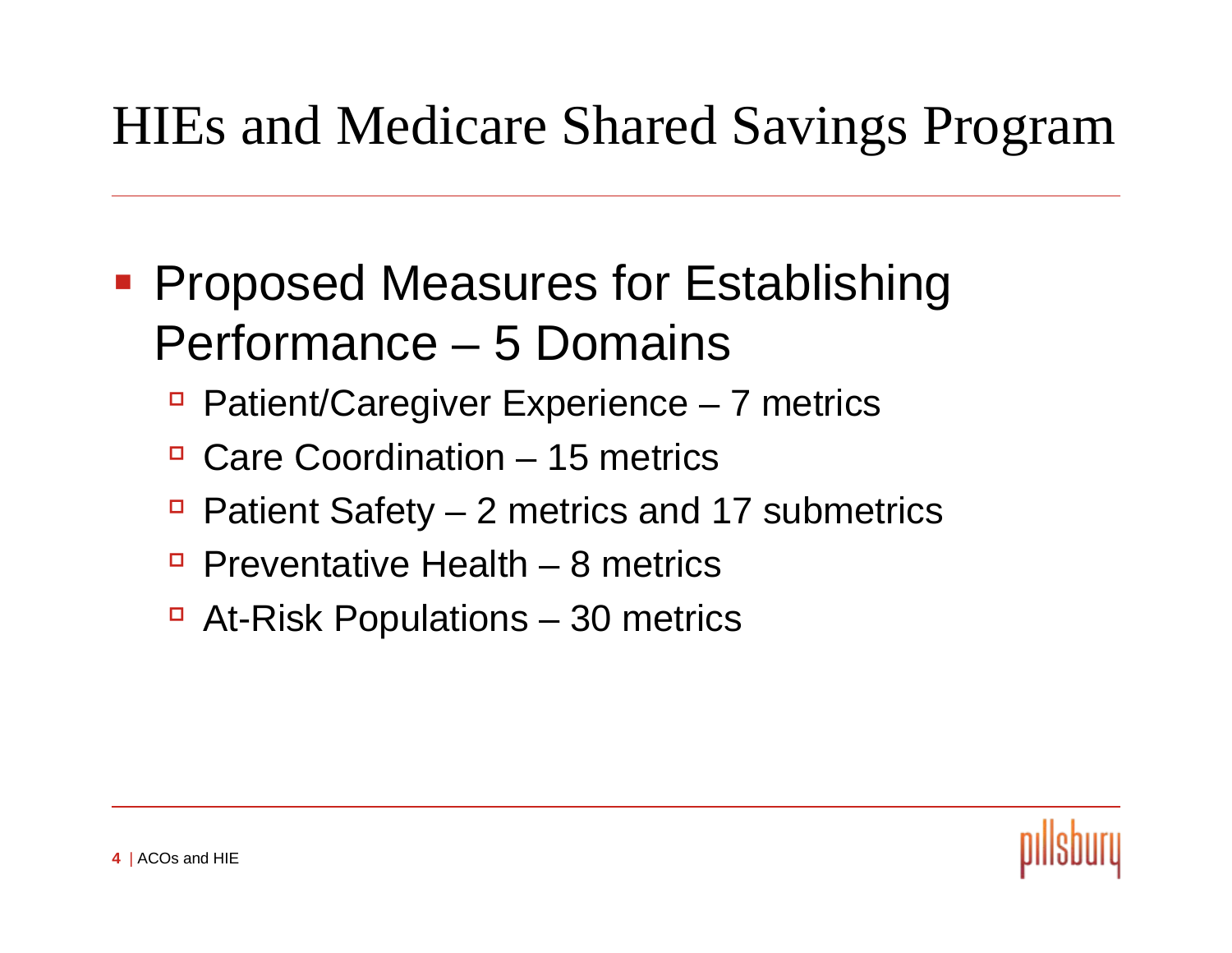# HIEs and Medicare Shared Savings Program

- Proposed Measures for Establishing Performance – 5 Domains
  - Patient/Caregiver Experience – 7 metrics
  - Care Coordination – 15 metrics
  - Patient Safety – 2 metrics and 17 submetrics
  - Preventative Health – 8 metrics
  - At-Risk Populations – 30 metrics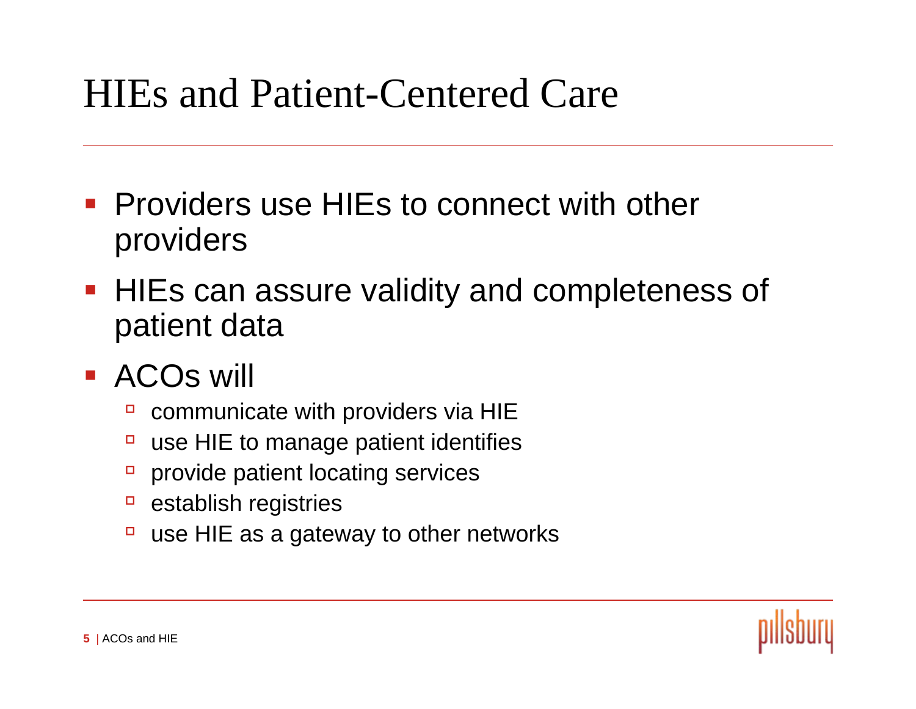# HIEs and Patient-Centered Care

- Providers use HIEs to connect with other providers
- HIEs can assure validity and completeness of patient data
- ACOs will
  - communicate with providers via HIE
  - use HIE to manage patient identifies
  - provide patient locating services
  - establish registries
  - use HIE as a gateway to other networks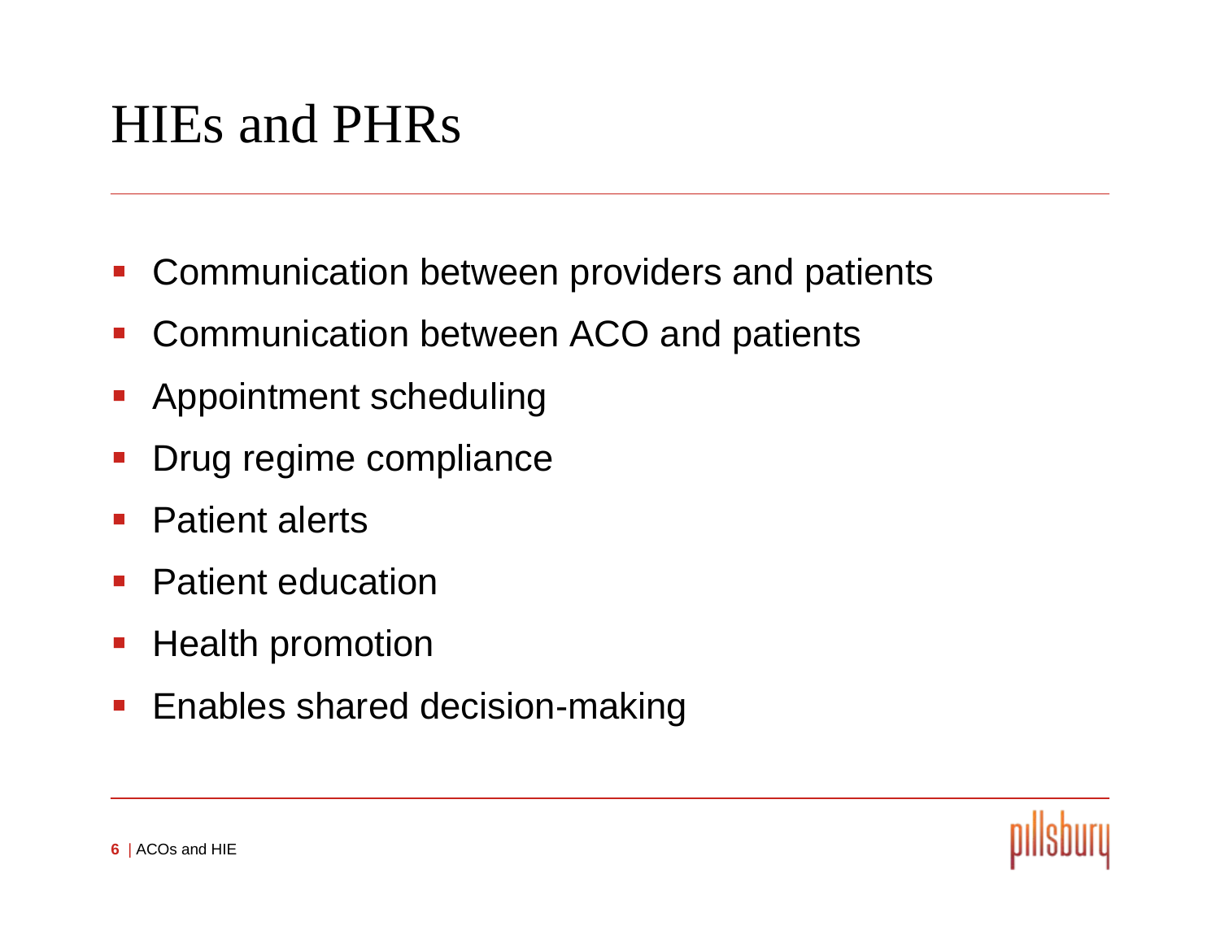# HIEs and PHRs

- Communication between providers and patients
- Communication between ACO and patients
- Appointment scheduling
- Drug regime compliance
- Patient alerts
- Patient education
- Health promotion
- Enables shared decision-making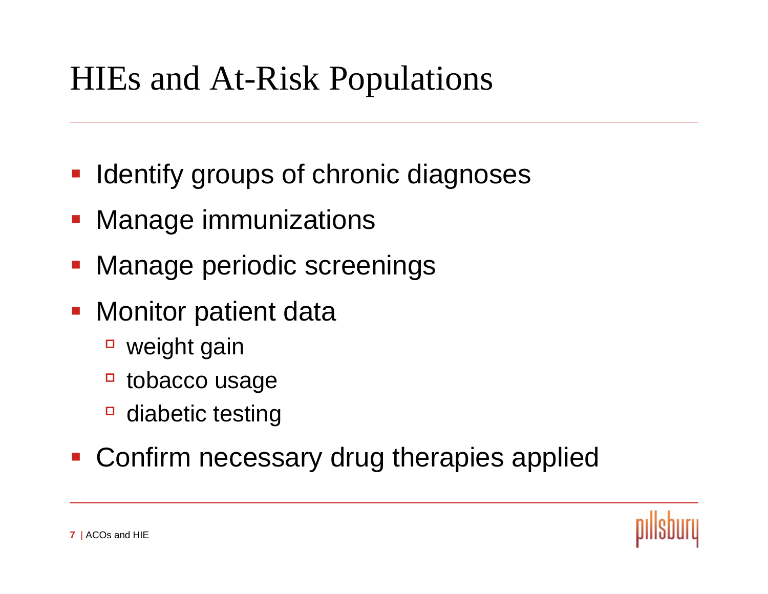# HIEs and At-Risk Populations

- Identify groups of chronic diagnoses
- Manage immunizations
- Manage periodic screenings
- Monitor patient data
  - weight gain
  - tobacco usage
  - diabetic testing
- Confirm necessary drug therapies applied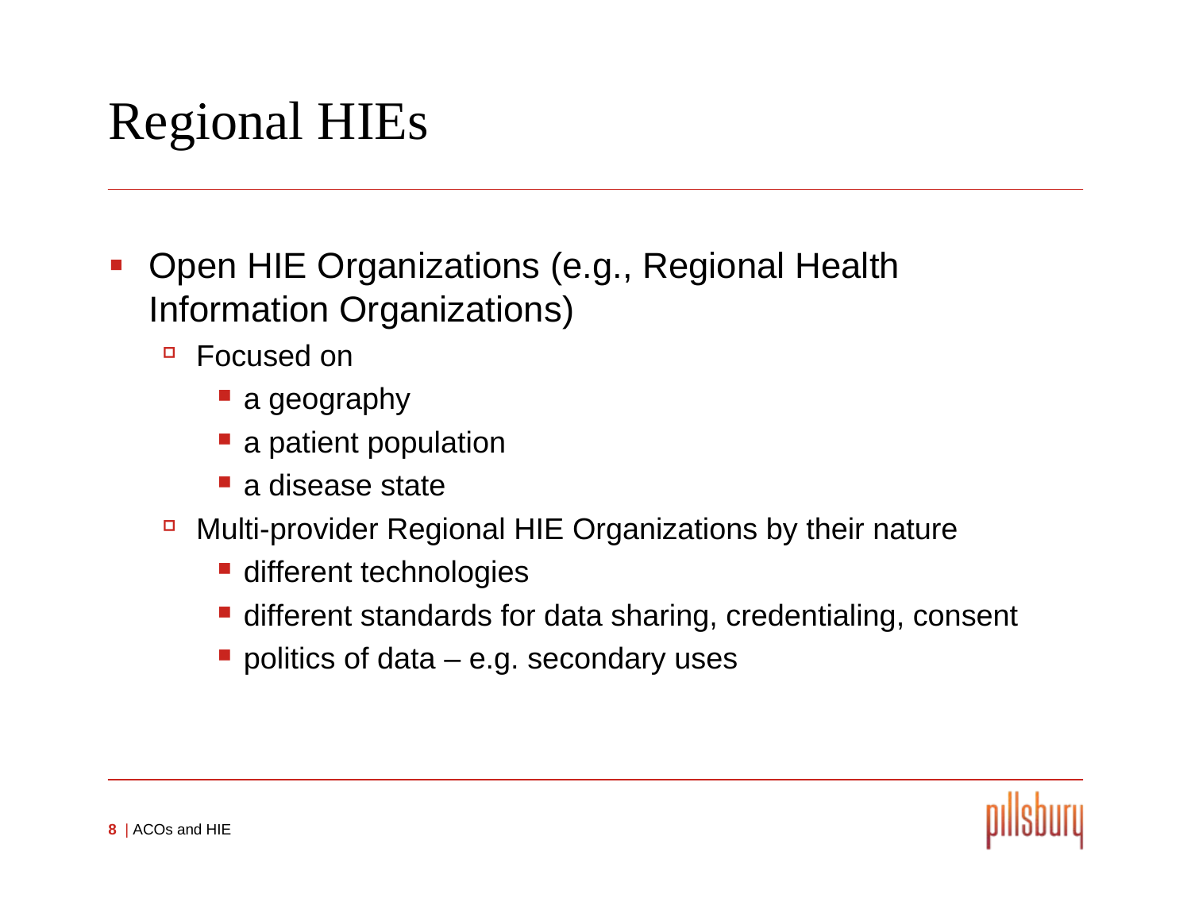# Regional HIEs

- Open HIE Organizations (e.g., Regional Health Information Organizations)
  - Focused on
    - a geography
    - a patient population
    - a disease state
  - Multi-provider Regional HIE Organizations by their nature
    - different technologies
    - different standards for data sharing, credentialing, consent
    - politics of data – e.g. secondary uses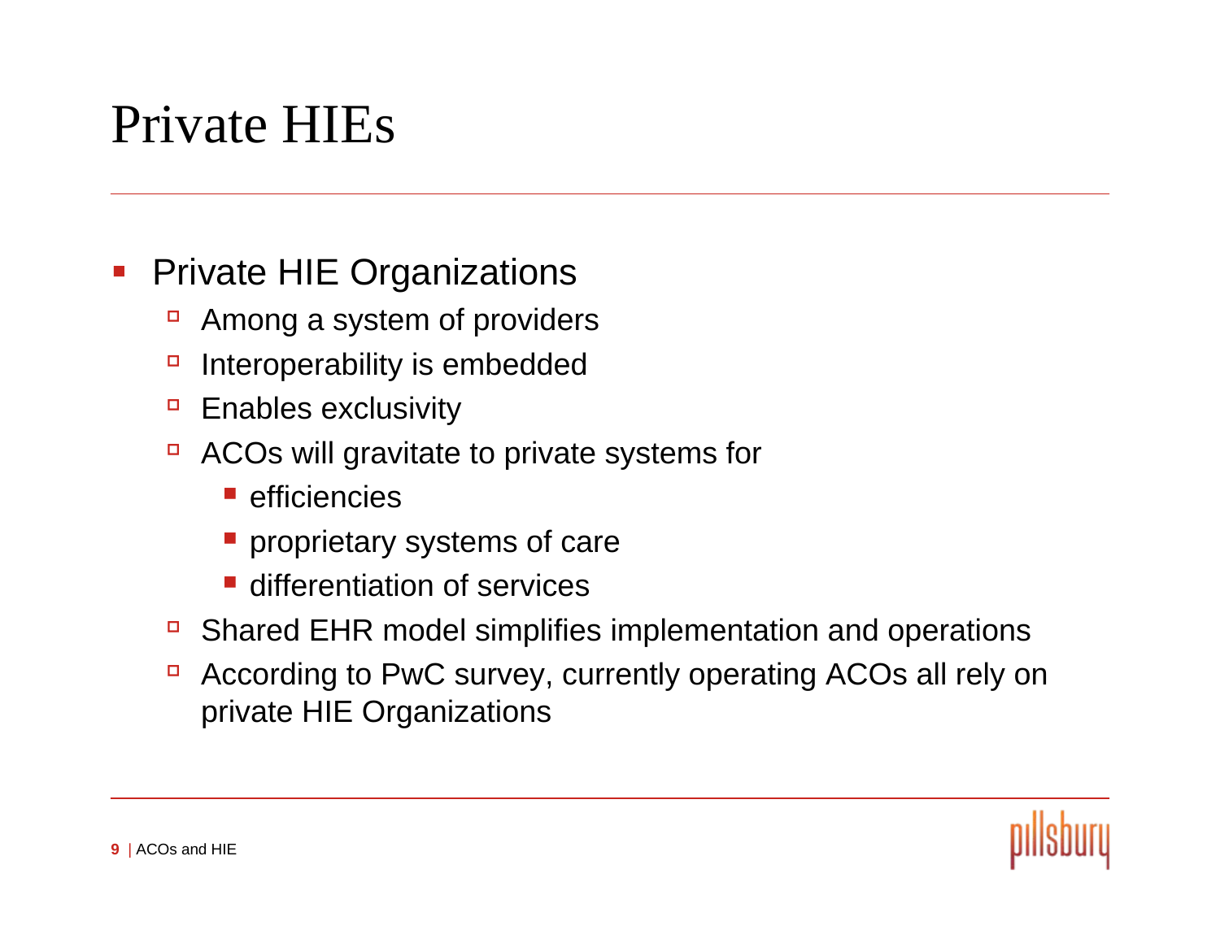# Private HIEs

- Private HIE Organizations
  - Among a system of providers
  - Interoperability is embedded
  - Enables exclusivity
  - ACOs will gravitate to private systems for
    - efficiencies
    - proprietary systems of care
    - differentiation of services
  - Shared EHR model simplifies implementation and operations
  - According to PwC survey, currently operating ACOs all rely on private HIE Organizations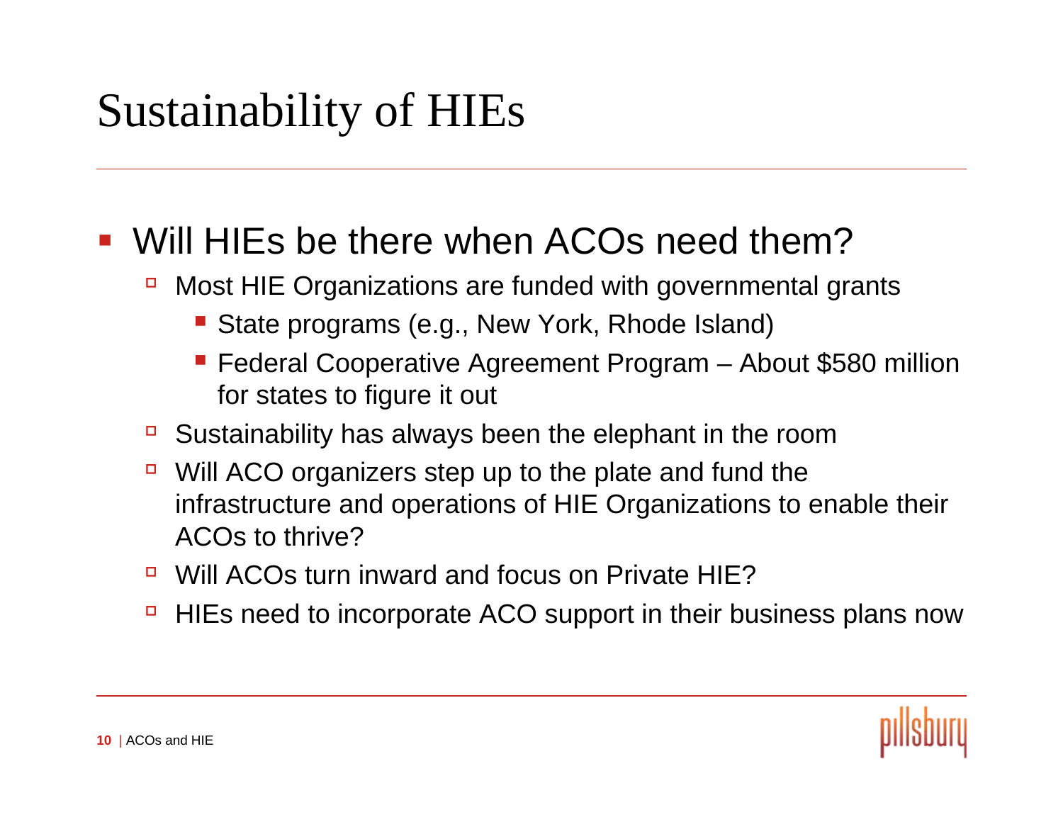# Sustainability of HIEs

- Will HIEs be there when ACOs need them?
  - Most HIE Organizations are funded with governmental grants
    - State programs (e.g., New York, Rhode Island)
    - Federal Cooperative Agreement Program – About $580 million for states to figure it out
  - Sustainability has always been the elephant in the room
  - Will ACO organizers step up to the plate and fund the infrastructure and operations of HIE Organizations to enable their ACOs to thrive?
  - Will ACOs turn inward and focus on Private HIE?
  - HIEs need to incorporate ACO support in their business plans now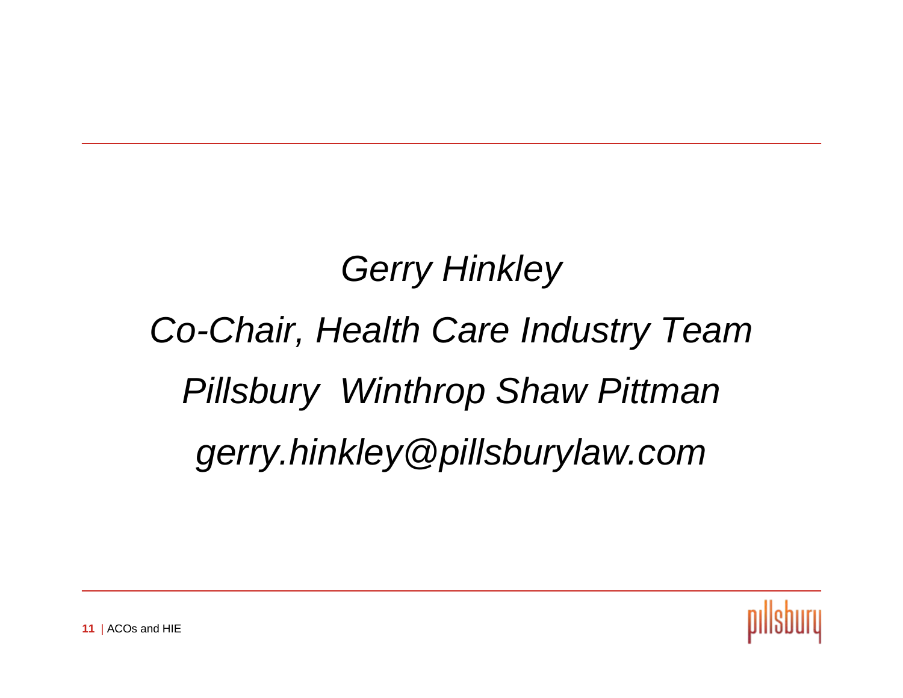*Gerry Hinkley*

*Co-Chair, Health Care Industry Team*

*Pillsbury  Winthrop Shaw Pittman*

*gerry.hinkley@pillsburylaw.com*